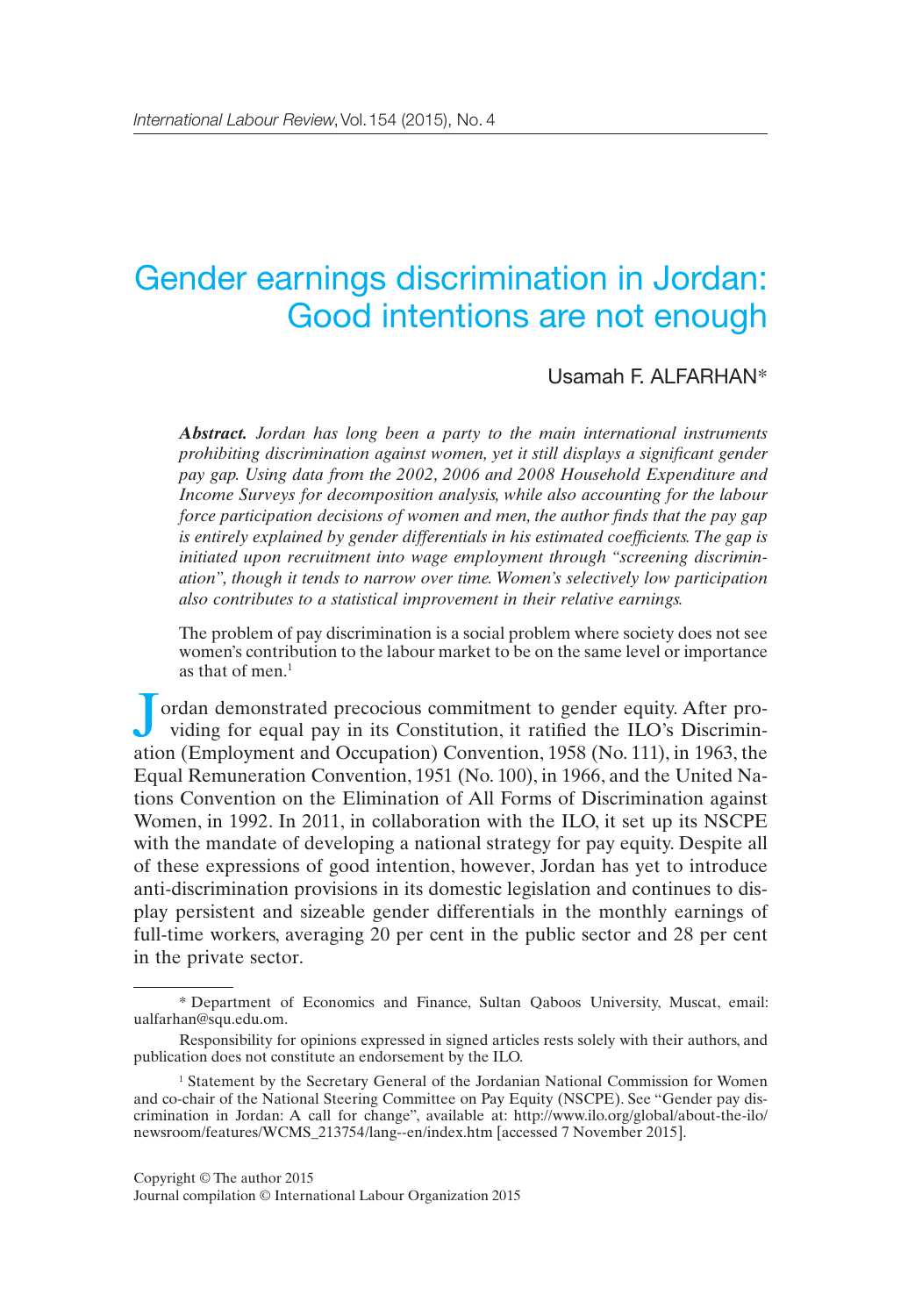# Gender earnings discrimination in Jordan: Good intentions are not enough

Usamah F. ALFARHAN*

***Abstract.*** *Jordan has long been a party to the main international instruments prohibiting discrimination against women, yet it still displays a significant gender pay gap. Using data from the 2002, 2006 and 2008 Household Expenditure and Income Surveys for decomposition analysis, while also accounting for the labour force participation decisions of women and men, the author finds that the pay gap is entirely explained by gender differentials in his estimated coefficients. The gap is initiated upon recruitment into wage employment through "screening discrimination", though it tends to narrow over time. Women's selectively low participation also contributes to a statistical improvement in their relative earnings.*

> The problem of pay discrimination is a social problem where society does not see women's contribution to the labour market to be on the same level or importance as that of men.[1]

Jordan demonstrated precocious commitment to gender equity. After providing for equal pay in its Constitution, it ratified the ILO's Discrimination (Employment and Occupation) Convention, 1958 (No. 111), in 1963, the Equal Remuneration Convention, 1951 (No. 100), in 1966, and the United Nations Convention on the Elimination of All Forms of Discrimination against Women, in 1992. In 2011, in collaboration with the ILO, it set up its NSCPE with the mandate of developing a national strategy for pay equity. Despite all of these expressions of good intention, however, Jordan has yet to introduce anti-discrimination provisions in its domestic legislation and continues to display persistent and sizeable gender differentials in the monthly earnings of full-time workers, averaging 20 per cent in the public sector and 28 per cent in the private sector.

---

\* Department of Economics and Finance, Sultan Qaboos University, Muscat, email: ualfarhan@squ.edu.om.

Responsibility for opinions expressed in signed articles rests solely with their authors, and publication does not constitute an endorsement by the ILO.

[1] Statement by the Secretary General of the Jordanian National Commission for Women and co-chair of the National Steering Committee on Pay Equity (NSCPE). See "Gender pay discrimination in Jordan: A call for change", available at: http://www.ilo.org/global/about-the-ilo/newsroom/features/WCMS_213754/lang--en/index.htm [accessed 7 November 2015].

Copyright © The author 2015
Journal compilation © International Labour Organization 2015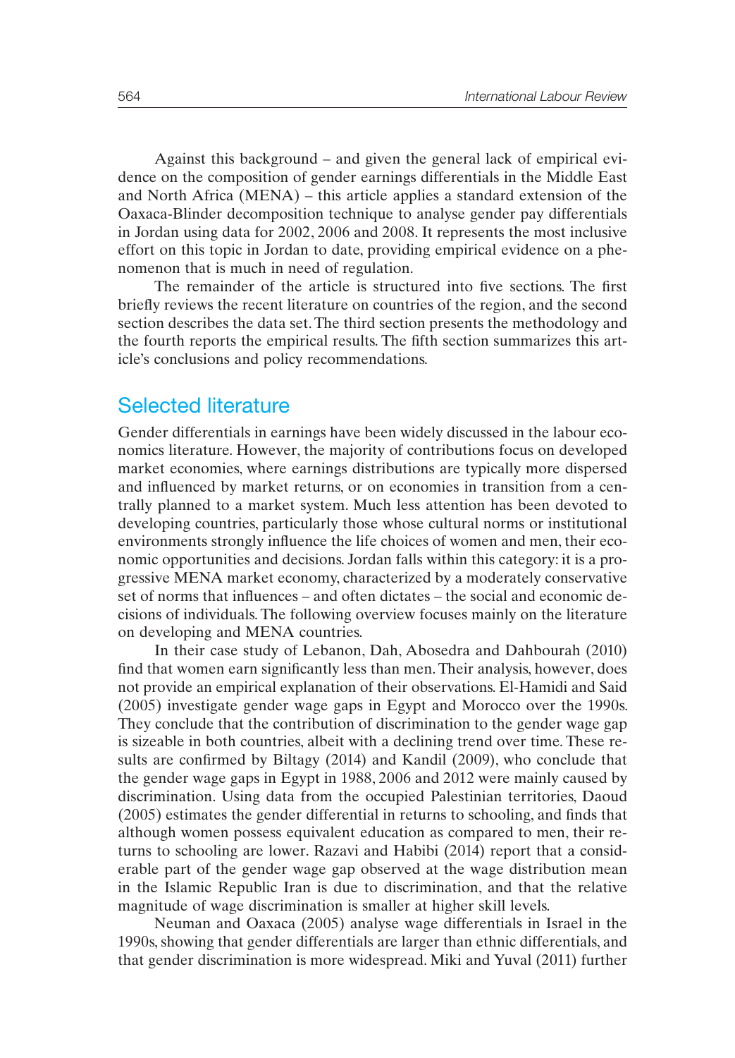Against this background – and given the general lack of empirical evidence on the composition of gender earnings differentials in the Middle East and North Africa (MENA) – this article applies a standard extension of the Oaxaca-Blinder decomposition technique to analyse gender pay differentials in Jordan using data for 2002, 2006 and 2008. It represents the most inclusive effort on this topic in Jordan to date, providing empirical evidence on a phenomenon that is much in need of regulation.

The remainder of the article is structured into five sections. The first briefly reviews the recent literature on countries of the region, and the second section describes the data set. The third section presents the methodology and the fourth reports the empirical results. The fifth section summarizes this article's conclusions and policy recommendations.

## Selected literature

Gender differentials in earnings have been widely discussed in the labour economics literature. However, the majority of contributions focus on developed market economies, where earnings distributions are typically more dispersed and influenced by market returns, or on economies in transition from a centrally planned to a market system. Much less attention has been devoted to developing countries, particularly those whose cultural norms or institutional environments strongly influence the life choices of women and men, their economic opportunities and decisions. Jordan falls within this category: it is a progressive MENA market economy, characterized by a moderately conservative set of norms that influences – and often dictates – the social and economic decisions of individuals. The following overview focuses mainly on the literature on developing and MENA countries.

In their case study of Lebanon, Dah, Abosedra and Dahbourah (2010) find that women earn significantly less than men. Their analysis, however, does not provide an empirical explanation of their observations. El-Hamidi and Said (2005) investigate gender wage gaps in Egypt and Morocco over the 1990s. They conclude that the contribution of discrimination to the gender wage gap is sizeable in both countries, albeit with a declining trend over time. These results are confirmed by Biltagy (2014) and Kandil (2009), who conclude that the gender wage gaps in Egypt in 1988, 2006 and 2012 were mainly caused by discrimination. Using data from the occupied Palestinian territories, Daoud (2005) estimates the gender differential in returns to schooling, and finds that although women possess equivalent education as compared to men, their returns to schooling are lower. Razavi and Habibi (2014) report that a considerable part of the gender wage gap observed at the wage distribution mean in the Islamic Republic Iran is due to discrimination, and that the relative magnitude of wage discrimination is smaller at higher skill levels.

Neuman and Oaxaca (2005) analyse wage differentials in Israel in the 1990s, showing that gender differentials are larger than ethnic differentials, and that gender discrimination is more widespread. Miki and Yuval (2011) further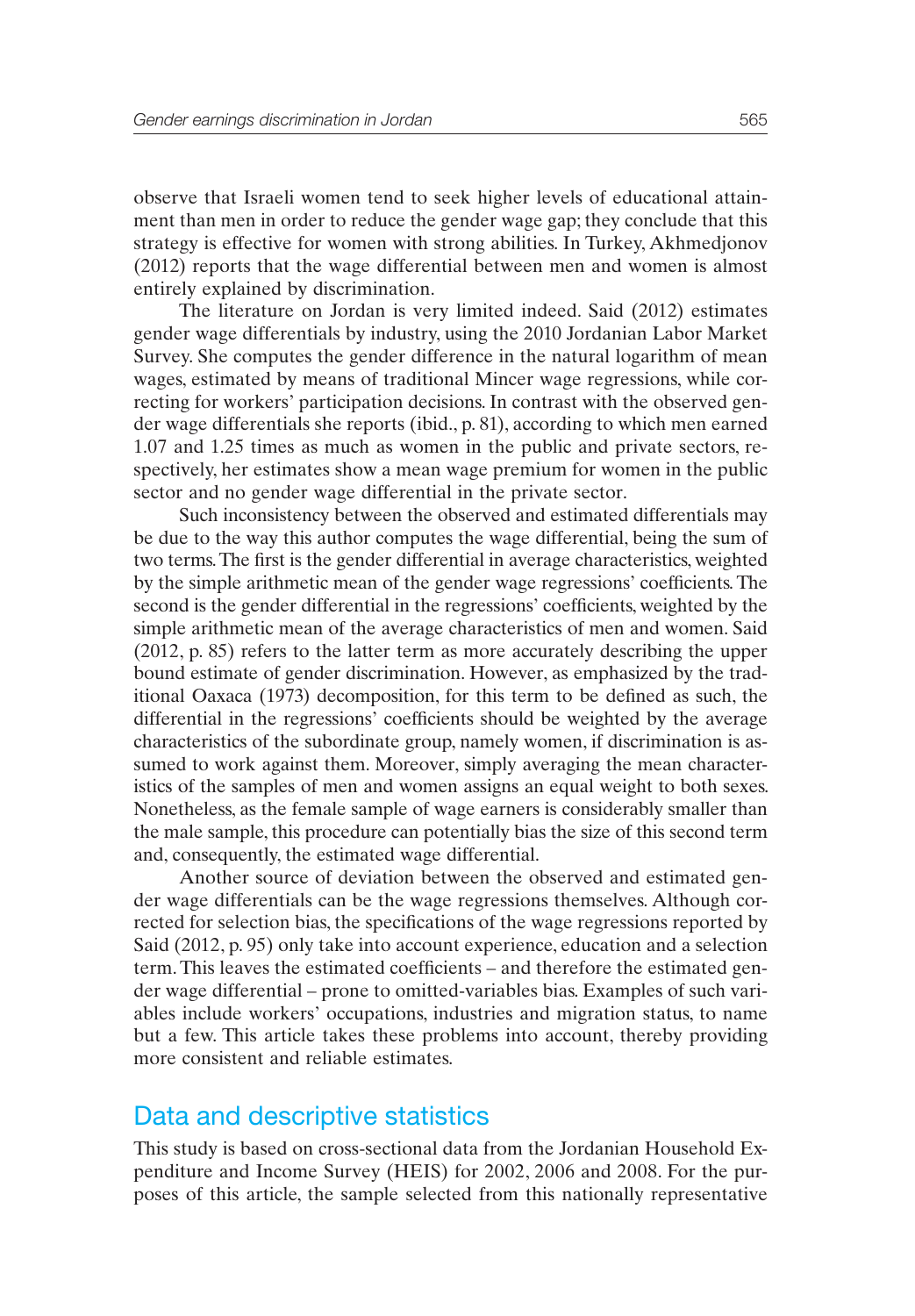observe that Israeli women tend to seek higher levels of educational attainment than men in order to reduce the gender wage gap; they conclude that this strategy is effective for women with strong abilities. In Turkey, Akhmedjonov (2012) reports that the wage differential between men and women is almost entirely explained by discrimination.

The literature on Jordan is very limited indeed. Said (2012) estimates gender wage differentials by industry, using the 2010 Jordanian Labor Market Survey. She computes the gender difference in the natural logarithm of mean wages, estimated by means of traditional Mincer wage regressions, while correcting for workers' participation decisions. In contrast with the observed gender wage differentials she reports (ibid., p. 81), according to which men earned 1.07 and 1.25 times as much as women in the public and private sectors, respectively, her estimates show a mean wage premium for women in the public sector and no gender wage differential in the private sector.

Such inconsistency between the observed and estimated differentials may be due to the way this author computes the wage differential, being the sum of two terms. The first is the gender differential in average characteristics, weighted by the simple arithmetic mean of the gender wage regressions' coefficients. The second is the gender differential in the regressions' coefficients, weighted by the simple arithmetic mean of the average characteristics of men and women. Said (2012, p. 85) refers to the latter term as more accurately describing the upper bound estimate of gender discrimination. However, as emphasized by the traditional Oaxaca (1973) decomposition, for this term to be defined as such, the differential in the regressions' coefficients should be weighted by the average characteristics of the subordinate group, namely women, if discrimination is assumed to work against them. Moreover, simply averaging the mean characteristics of the samples of men and women assigns an equal weight to both sexes. Nonetheless, as the female sample of wage earners is considerably smaller than the male sample, this procedure can potentially bias the size of this second term and, consequently, the estimated wage differential.

Another source of deviation between the observed and estimated gender wage differentials can be the wage regressions themselves. Although corrected for selection bias, the specifications of the wage regressions reported by Said (2012, p. 95) only take into account experience, education and a selection term. This leaves the estimated coefficients – and therefore the estimated gender wage differential – prone to omitted-variables bias. Examples of such variables include workers' occupations, industries and migration status, to name but a few. This article takes these problems into account, thereby providing more consistent and reliable estimates.

## Data and descriptive statistics

This study is based on cross-sectional data from the Jordanian Household Expenditure and Income Survey (HEIS) for 2002, 2006 and 2008. For the purposes of this article, the sample selected from this nationally representative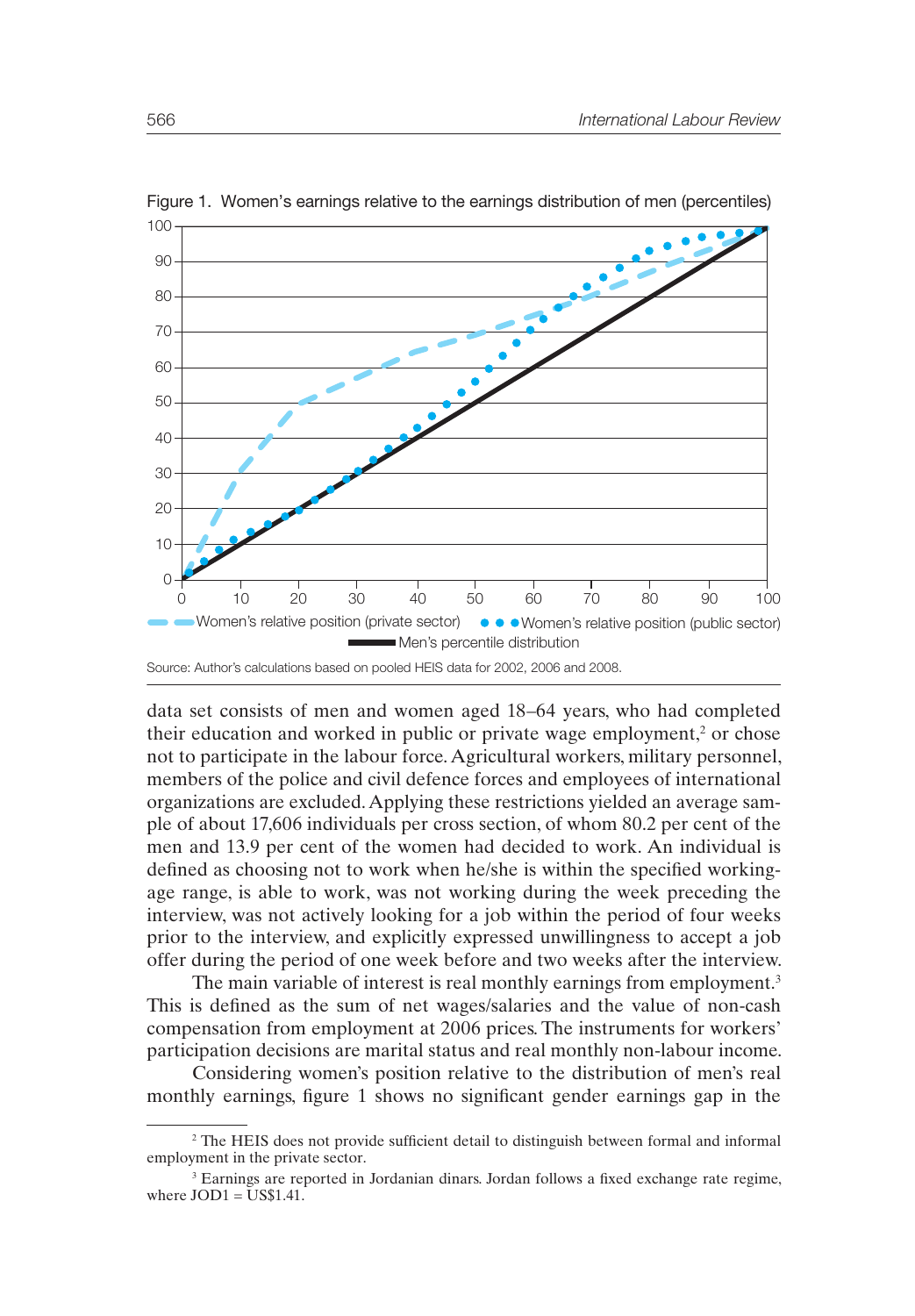Figure 1. Women's earnings relative to the earnings distribution of men (percentiles)

Women's relative position (private sector) · Women's relative position (public sector) · Men's percentile distribution

Source: Author's calculations based on pooled HEIS data for 2002, 2006 and 2008.

data set consists of men and women aged 18–64 years, who had completed their education and worked in public or private wage employment,[2] or chose not to participate in the labour force. Agricultural workers, military personnel, members of the police and civil defence forces and employees of international organizations are excluded. Applying these restrictions yielded an average sample of about 17,606 individuals per cross section, of whom 80.2 per cent of the men and 13.9 per cent of the women had decided to work. An individual is defined as choosing not to work when he/she is within the specified working-age range, is able to work, was not working during the week preceding the interview, was not actively looking for a job within the period of four weeks prior to the interview, and explicitly expressed unwillingness to accept a job offer during the period of one week before and two weeks after the interview.

The main variable of interest is real monthly earnings from employment.[3] This is defined as the sum of net wages/salaries and the value of non-cash compensation from employment at 2006 prices. The instruments for workers' participation decisions are marital status and real monthly non-labour income.

Considering women's position relative to the distribution of men's real monthly earnings, figure 1 shows no significant gender earnings gap in the

---

[2] The HEIS does not provide sufficient detail to distinguish between formal and informal employment in the private sector.

[3] Earnings are reported in Jordanian dinars. Jordan follows a fixed exchange rate regime, where JOD1 = US$1.41.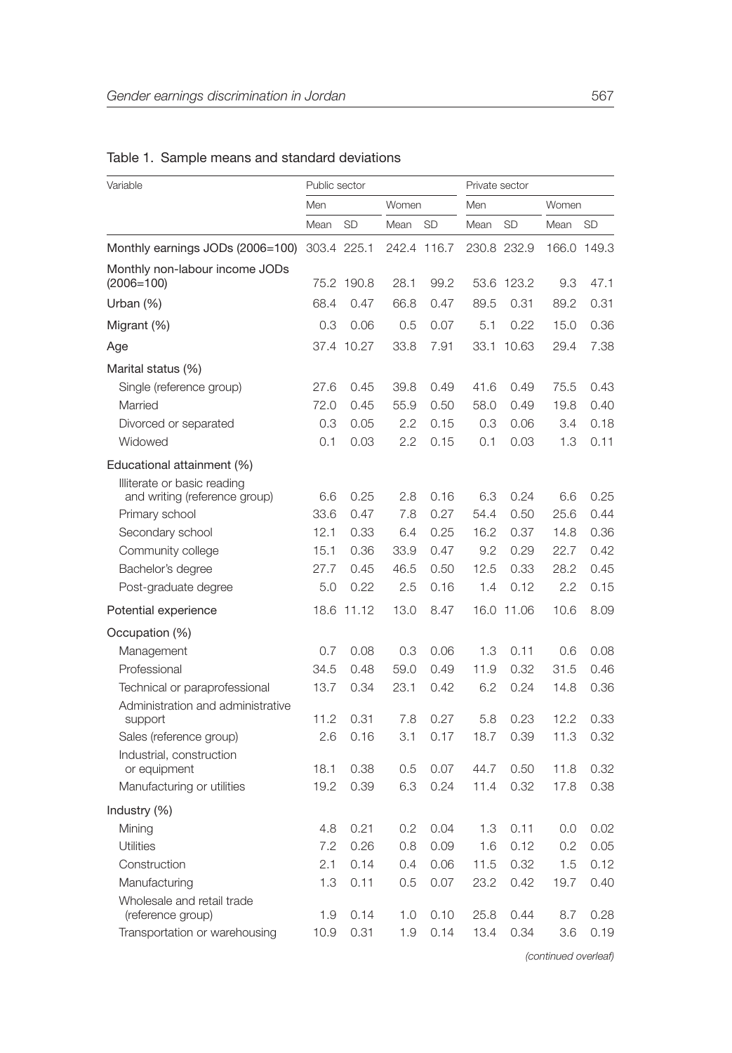Table 1. Sample means and standard deviations

| Variable | Public sector | | | | Private sector | | | |
|---|---|---|---|---|---|---|---|---|
| | Men | | Women | | Men | | Women | |
| | Mean | SD | Mean | SD | Mean | SD | Mean | SD |
| Monthly earnings JODs (2006=100) | 303.4 | 225.1 | 242.4 | 116.7 | 230.8 | 232.9 | 166.0 | 149.3 |
| Monthly non-labour income JODs (2006=100) | 75.2 | 190.8 | 28.1 | 99.2 | 53.6 | 123.2 | 9.3 | 47.1 |
| Urban (%) | 68.4 | 0.47 | 66.8 | 0.47 | 89.5 | 0.31 | 89.2 | 0.31 |
| Migrant (%) | 0.3 | 0.06 | 0.5 | 0.07 | 5.1 | 0.22 | 15.0 | 0.36 |
| Age | 37.4 | 10.27 | 33.8 | 7.91 | 33.1 | 10.63 | 29.4 | 7.38 |
| Marital status (%) | | | | | | | | |
| Single (reference group) | 27.6 | 0.45 | 39.8 | 0.49 | 41.6 | 0.49 | 75.5 | 0.43 |
| Married | 72.0 | 0.45 | 55.9 | 0.50 | 58.0 | 0.49 | 19.8 | 0.40 |
| Divorced or separated | 0.3 | 0.05 | 2.2 | 0.15 | 0.3 | 0.06 | 3.4 | 0.18 |
| Widowed | 0.1 | 0.03 | 2.2 | 0.15 | 0.1 | 0.03 | 1.3 | 0.11 |
| Educational attainment (%) | | | | | | | | |
| Illiterate or basic reading and writing (reference group) | 6.6 | 0.25 | 2.8 | 0.16 | 6.3 | 0.24 | 6.6 | 0.25 |
| Primary school | 33.6 | 0.47 | 7.8 | 0.27 | 54.4 | 0.50 | 25.6 | 0.44 |
| Secondary school | 12.1 | 0.33 | 6.4 | 0.25 | 16.2 | 0.37 | 14.8 | 0.36 |
| Community college | 15.1 | 0.36 | 33.9 | 0.47 | 9.2 | 0.29 | 22.7 | 0.42 |
| Bachelor's degree | 27.7 | 0.45 | 46.5 | 0.50 | 12.5 | 0.33 | 28.2 | 0.45 |
| Post-graduate degree | 5.0 | 0.22 | 2.5 | 0.16 | 1.4 | 0.12 | 2.2 | 0.15 |
| Potential experience | 18.6 | 11.12 | 13.0 | 8.47 | 16.0 | 11.06 | 10.6 | 8.09 |
| Occupation (%) | | | | | | | | |
| Management | 0.7 | 0.08 | 0.3 | 0.06 | 1.3 | 0.11 | 0.6 | 0.08 |
| Professional | 34.5 | 0.48 | 59.0 | 0.49 | 11.9 | 0.32 | 31.5 | 0.46 |
| Technical or paraprofessional | 13.7 | 0.34 | 23.1 | 0.42 | 6.2 | 0.24 | 14.8 | 0.36 |
| Administration and administrative support | 11.2 | 0.31 | 7.8 | 0.27 | 5.8 | 0.23 | 12.2 | 0.33 |
| Sales (reference group) | 2.6 | 0.16 | 3.1 | 0.17 | 18.7 | 0.39 | 11.3 | 0.32 |
| Industrial, construction or equipment | 18.1 | 0.38 | 0.5 | 0.07 | 44.7 | 0.50 | 11.8 | 0.32 |
| Manufacturing or utilities | 19.2 | 0.39 | 6.3 | 0.24 | 11.4 | 0.32 | 17.8 | 0.38 |
| Industry (%) | | | | | | | | |
| Mining | 4.8 | 0.21 | 0.2 | 0.04 | 1.3 | 0.11 | 0.0 | 0.02 |
| Utilities | 7.2 | 0.26 | 0.8 | 0.09 | 1.6 | 0.12 | 0.2 | 0.05 |
| Construction | 2.1 | 0.14 | 0.4 | 0.06 | 11.5 | 0.32 | 1.5 | 0.12 |
| Manufacturing | 1.3 | 0.11 | 0.5 | 0.07 | 23.2 | 0.42 | 19.7 | 0.40 |
| Wholesale and retail trade (reference group) | 1.9 | 0.14 | 1.0 | 0.10 | 25.8 | 0.44 | 8.7 | 0.28 |
| Transportation or warehousing | 10.9 | 0.31 | 1.9 | 0.14 | 13.4 | 0.34 | 3.6 | 0.19 |

*(continued overleaf)*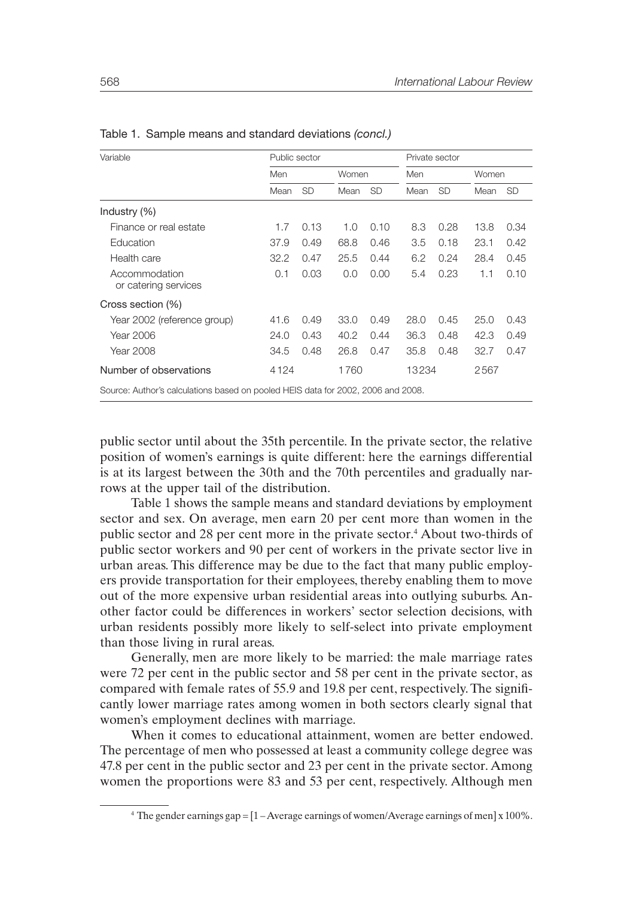Table 1. Sample means and standard deviations *(concl.)*

| Variable | Public sector | | | | Private sector | | | |
|---|---|---|---|---|---|---|---|---|
| | Men | | Women | | Men | | Women | |
| | Mean | SD | Mean | SD | Mean | SD | Mean | SD |
| Industry (%) | | | | | | | | |
| Finance or real estate | 1.7 | 0.13 | 1.0 | 0.10 | 8.3 | 0.28 | 13.8 | 0.34 |
| Education | 37.9 | 0.49 | 68.8 | 0.46 | 3.5 | 0.18 | 23.1 | 0.42 |
| Health care | 32.2 | 0.47 | 25.5 | 0.44 | 6.2 | 0.24 | 28.4 | 0.45 |
| Accommodation or catering services | 0.1 | 0.03 | 0.0 | 0.00 | 5.4 | 0.23 | 1.1 | 0.10 |
| Cross section (%) | | | | | | | | |
| Year 2002 (reference group) | 41.6 | 0.49 | 33.0 | 0.49 | 28.0 | 0.45 | 25.0 | 0.43 |
| Year 2006 | 24.0 | 0.43 | 40.2 | 0.44 | 36.3 | 0.48 | 42.3 | 0.49 |
| Year 2008 | 34.5 | 0.48 | 26.8 | 0.47 | 35.8 | 0.48 | 32.7 | 0.47 |
| Number of observations | 4124 | | 1760 | | 13234 | | 2567 | |

Source: Author's calculations based on pooled HEIS data for 2002, 2006 and 2008.

public sector until about the 35th percentile. In the private sector, the relative position of women's earnings is quite different: here the earnings differential is at its largest between the 30th and the 70th percentiles and gradually narrows at the upper tail of the distribution.

Table 1 shows the sample means and standard deviations by employment sector and sex. On average, men earn 20 per cent more than women in the public sector and 28 per cent more in the private sector.[4] About two-thirds of public sector workers and 90 per cent of workers in the private sector live in urban areas. This difference may be due to the fact that many public employers provide transportation for their employees, thereby enabling them to move out of the more expensive urban residential areas into outlying suburbs. Another factor could be differences in workers' sector selection decisions, with urban residents possibly more likely to self-select into private employment than those living in rural areas.

Generally, men are more likely to be married: the male marriage rates were 72 per cent in the public sector and 58 per cent in the private sector, as compared with female rates of 55.9 and 19.8 per cent, respectively. The significantly lower marriage rates among women in both sectors clearly signal that women's employment declines with marriage.

When it comes to educational attainment, women are better endowed. The percentage of men who possessed at least a community college degree was 47.8 per cent in the public sector and 23 per cent in the private sector. Among women the proportions were 83 and 53 per cent, respectively. Although men

[4] The gender earnings gap = [1 – Average earnings of women/Average earnings of men] x 100%.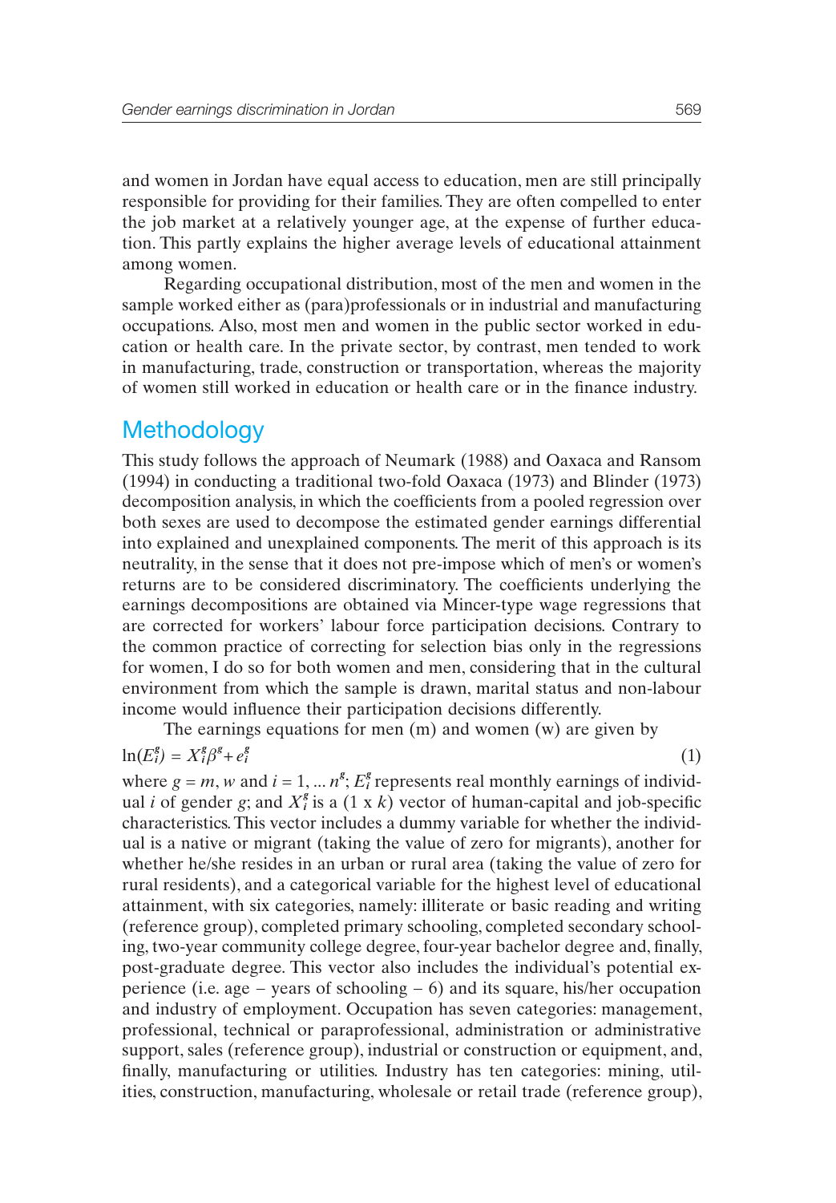and women in Jordan have equal access to education, men are still principally responsible for providing for their families. They are often compelled to enter the job market at a relatively younger age, at the expense of further education. This partly explains the higher average levels of educational attainment among women.

Regarding occupational distribution, most of the men and women in the sample worked either as (para)professionals or in industrial and manufacturing occupations. Also, most men and women in the public sector worked in education or health care. In the private sector, by contrast, men tended to work in manufacturing, trade, construction or transportation, whereas the majority of women still worked in education or health care or in the finance industry.

## Methodology

This study follows the approach of Neumark (1988) and Oaxaca and Ransom (1994) in conducting a traditional two-fold Oaxaca (1973) and Blinder (1973) decomposition analysis, in which the coefficients from a pooled regression over both sexes are used to decompose the estimated gender earnings differential into explained and unexplained components. The merit of this approach is its neutrality, in the sense that it does not pre-impose which of men's or women's returns are to be considered discriminatory. The coefficients underlying the earnings decompositions are obtained via Mincer-type wage regressions that are corrected for workers' labour force participation decisions. Contrary to the common practice of correcting for selection bias only in the regressions for women, I do so for both women and men, considering that in the cultural environment from which the sample is drawn, marital status and non-labour income would influence their participation decisions differently.

The earnings equations for men (m) and women (w) are given by

$$\ln(E_i^g) = X_i^g \beta^g + e_i^g \tag{1}$$

where $g = m, w$ and $i = 1, \ldots n^g$; $E_i^g$ represents real monthly earnings of individual $i$ of gender $g$; and $X_i^g$ is a $(1 \text{ x } k)$ vector of human-capital and job-specific characteristics. This vector includes a dummy variable for whether the individual is a native or migrant (taking the value of zero for migrants), another for whether he/she resides in an urban or rural area (taking the value of zero for rural residents), and a categorical variable for the highest level of educational attainment, with six categories, namely: illiterate or basic reading and writing (reference group), completed primary schooling, completed secondary schooling, two-year community college degree, four-year bachelor degree and, finally, post-graduate degree. This vector also includes the individual's potential experience (i.e. age – years of schooling – 6) and its square, his/her occupation and industry of employment. Occupation has seven categories: management, professional, technical or paraprofessional, administration or administrative support, sales (reference group), industrial or construction or equipment, and, finally, manufacturing or utilities. Industry has ten categories: mining, utilities, construction, manufacturing, wholesale or retail trade (reference group),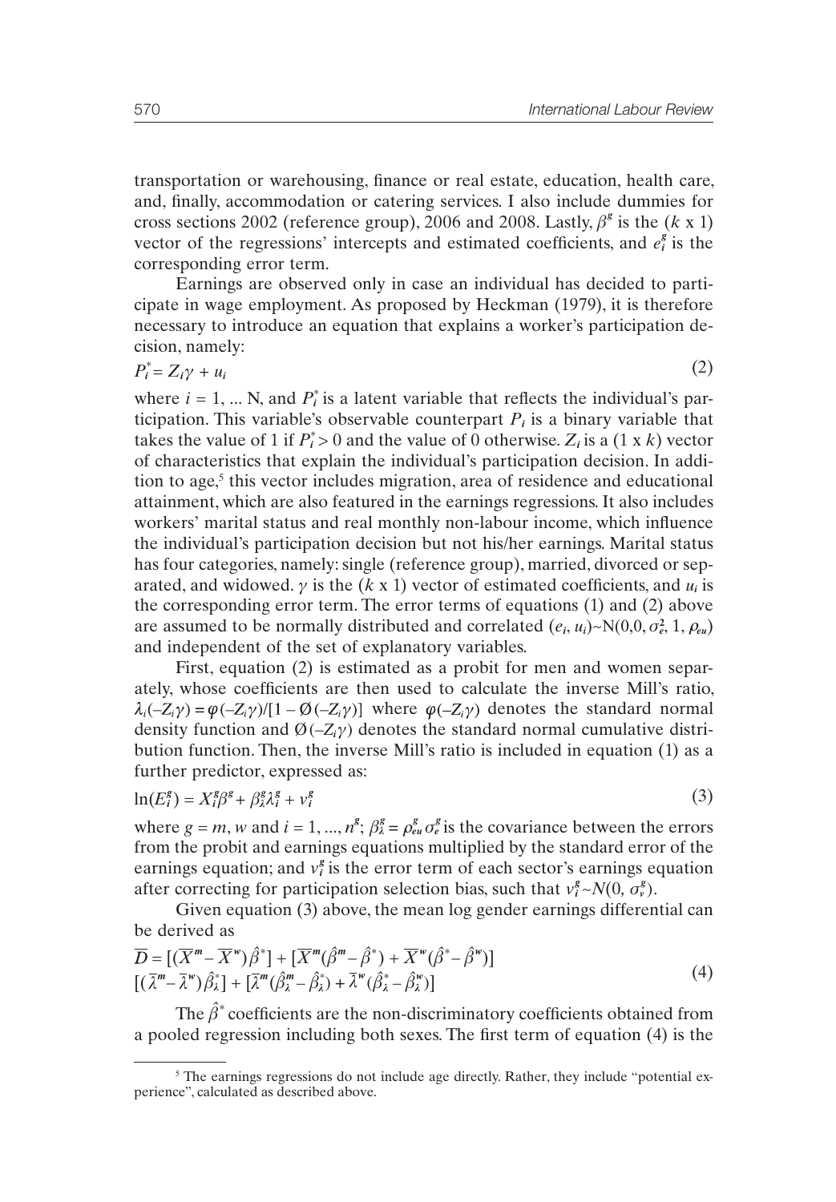transportation or warehousing, finance or real estate, education, health care, and, finally, accommodation or catering services. I also include dummies for cross sections 2002 (reference group), 2006 and 2008. Lastly, $\beta^g$ is the ($k$ x 1) vector of the regressions' intercepts and estimated coefficients, and $e_i^g$ is the corresponding error term.

Earnings are observed only in case an individual has decided to participate in wage employment. As proposed by Heckman (1979), it is therefore necessary to introduce an equation that explains a worker's participation decision, namely:

$$P_i^* = Z_i\gamma + u_i \tag{2}$$

where $i = 1, \ldots$ N, and $P_i^*$ is a latent variable that reflects the individual's participation. This variable's observable counterpart $P_i$ is a binary variable that takes the value of 1 if $P_i^* > 0$ and the value of 0 otherwise. $Z_i$ is a (1 x $k$) vector of characteristics that explain the individual's participation decision. In addition to age,[5] this vector includes migration, area of residence and educational attainment, which are also featured in the earnings regressions. It also includes workers' marital status and real monthly non-labour income, which influence the individual's participation decision but not his/her earnings. Marital status has four categories, namely: single (reference group), married, divorced or separated, and widowed. $\gamma$ is the ($k$ x 1) vector of estimated coefficients, and $u_i$ is the corresponding error term. The error terms of equations (1) and (2) above are assumed to be normally distributed and correlated $(e_i, u_i)$~N$(0,0,\sigma_e^2, 1, \rho_{eu})$ and independent of the set of explanatory variables.

First, equation (2) is estimated as a probit for men and women separately, whose coefficients are then used to calculate the inverse Mill's ratio, $\lambda_i(-Z_i\gamma) = \varphi(-Z_i\gamma)/[1 - \emptyset(-Z_i\gamma)]$ where $\varphi(-Z_i\gamma)$ denotes the standard normal density function and $\emptyset(-Z_i\gamma)$ denotes the standard normal cumulative distribution function. Then, the inverse Mill's ratio is included in equation (1) as a further predictor, expressed as:

$$\ln(E_i^g) = X_i^g\beta^g + \beta_\lambda^g\lambda_i^g + v_i^g \tag{3}$$

where $g = m, w$ and $i = 1, \ldots, n^g$; $\beta_\lambda^g = \rho_{eu}^g\sigma_e^g$ is the covariance between the errors from the probit and earnings equations multiplied by the standard error of the earnings equation; and $v_i^g$ is the error term of each sector's earnings equation after correcting for participation selection bias, such that $v_i^g$~$N(0, \sigma_v^g)$.

Given equation (3) above, the mean log gender earnings differential can be derived as

$$\begin{aligned}\overline{D} &= [(\overline{X}^m - \overline{X}^w)\hat{\beta}^*] + [\overline{X}^m(\hat{\beta}^m - \hat{\beta}^*) + \overline{X}^w(\hat{\beta}^* - \hat{\beta}^w)] \\ &[(\overline{\lambda}^m - \overline{\lambda}^w)\hat{\beta}_\lambda^*] + [\overline{\lambda}^m(\hat{\beta}_\lambda^m - \hat{\beta}_\lambda^*) + \overline{\lambda}^w(\hat{\beta}_\lambda^* - \hat{\beta}_\lambda^w)]\end{aligned} \tag{4}$$

The $\hat{\beta}^*$ coefficients are the non-discriminatory coefficients obtained from a pooled regression including both sexes. The first term of equation (4) is the

[5] The earnings regressions do not include age directly. Rather, they include "potential experience", calculated as described above.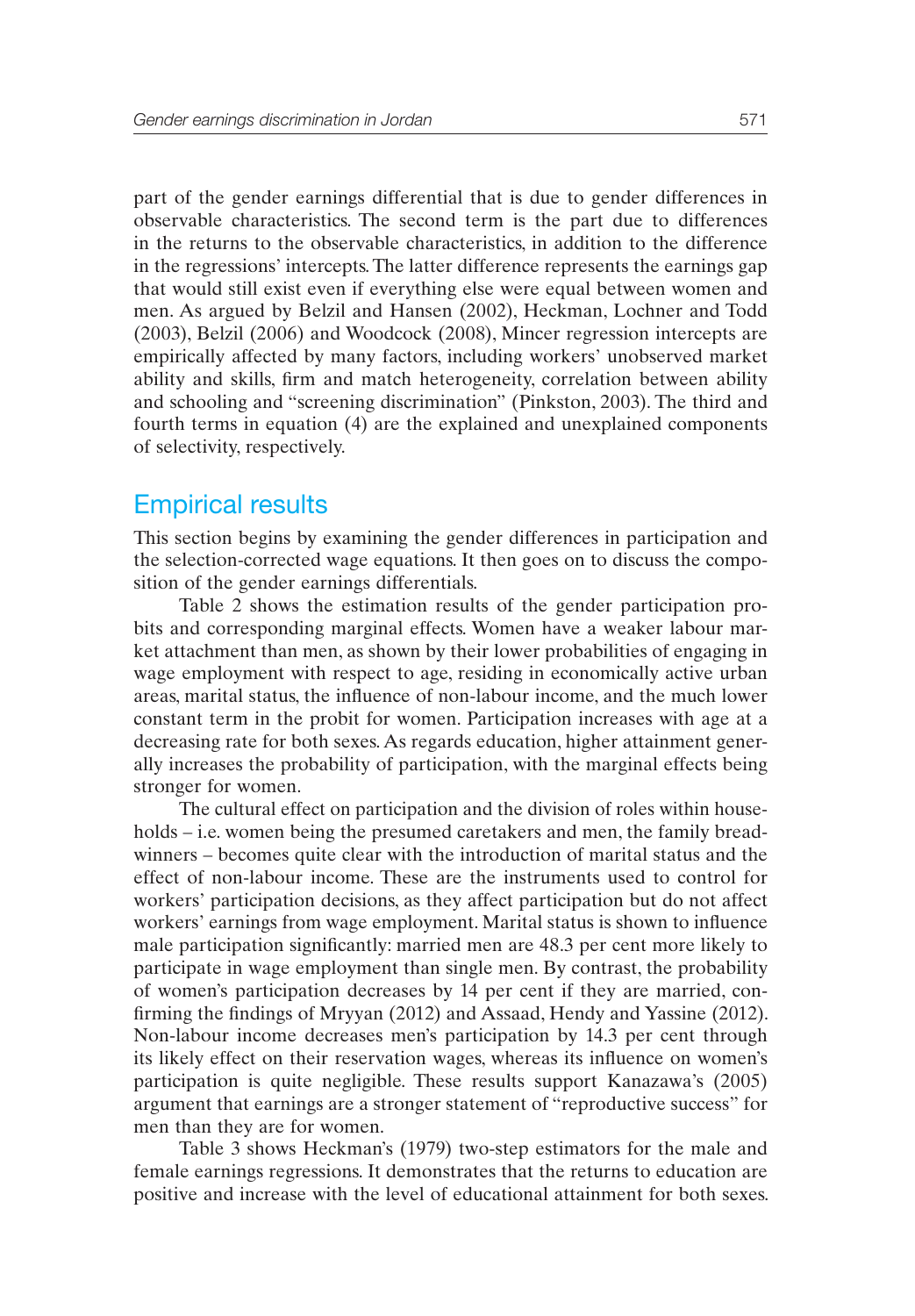part of the gender earnings differential that is due to gender differences in observable characteristics. The second term is the part due to differences in the returns to the observable characteristics, in addition to the difference in the regressions' intercepts. The latter difference represents the earnings gap that would still exist even if everything else were equal between women and men. As argued by Belzil and Hansen (2002), Heckman, Lochner and Todd (2003), Belzil (2006) and Woodcock (2008), Mincer regression intercepts are empirically affected by many factors, including workers' unobserved market ability and skills, firm and match heterogeneity, correlation between ability and schooling and "screening discrimination" (Pinkston, 2003). The third and fourth terms in equation (4) are the explained and unexplained components of selectivity, respectively.

## Empirical results

This section begins by examining the gender differences in participation and the selection-corrected wage equations. It then goes on to discuss the composition of the gender earnings differentials.

Table 2 shows the estimation results of the gender participation probits and corresponding marginal effects. Women have a weaker labour market attachment than men, as shown by their lower probabilities of engaging in wage employment with respect to age, residing in economically active urban areas, marital status, the influence of non-labour income, and the much lower constant term in the probit for women. Participation increases with age at a decreasing rate for both sexes. As regards education, higher attainment generally increases the probability of participation, with the marginal effects being stronger for women.

The cultural effect on participation and the division of roles within households – i.e. women being the presumed caretakers and men, the family breadwinners – becomes quite clear with the introduction of marital status and the effect of non-labour income. These are the instruments used to control for workers' participation decisions, as they affect participation but do not affect workers' earnings from wage employment. Marital status is shown to influence male participation significantly: married men are 48.3 per cent more likely to participate in wage employment than single men. By contrast, the probability of women's participation decreases by 14 per cent if they are married, confirming the findings of Mryyan (2012) and Assaad, Hendy and Yassine (2012). Non-labour income decreases men's participation by 14.3 per cent through its likely effect on their reservation wages, whereas its influence on women's participation is quite negligible. These results support Kanazawa's (2005) argument that earnings are a stronger statement of "reproductive success" for men than they are for women.

Table 3 shows Heckman's (1979) two-step estimators for the male and female earnings regressions. It demonstrates that the returns to education are positive and increase with the level of educational attainment for both sexes.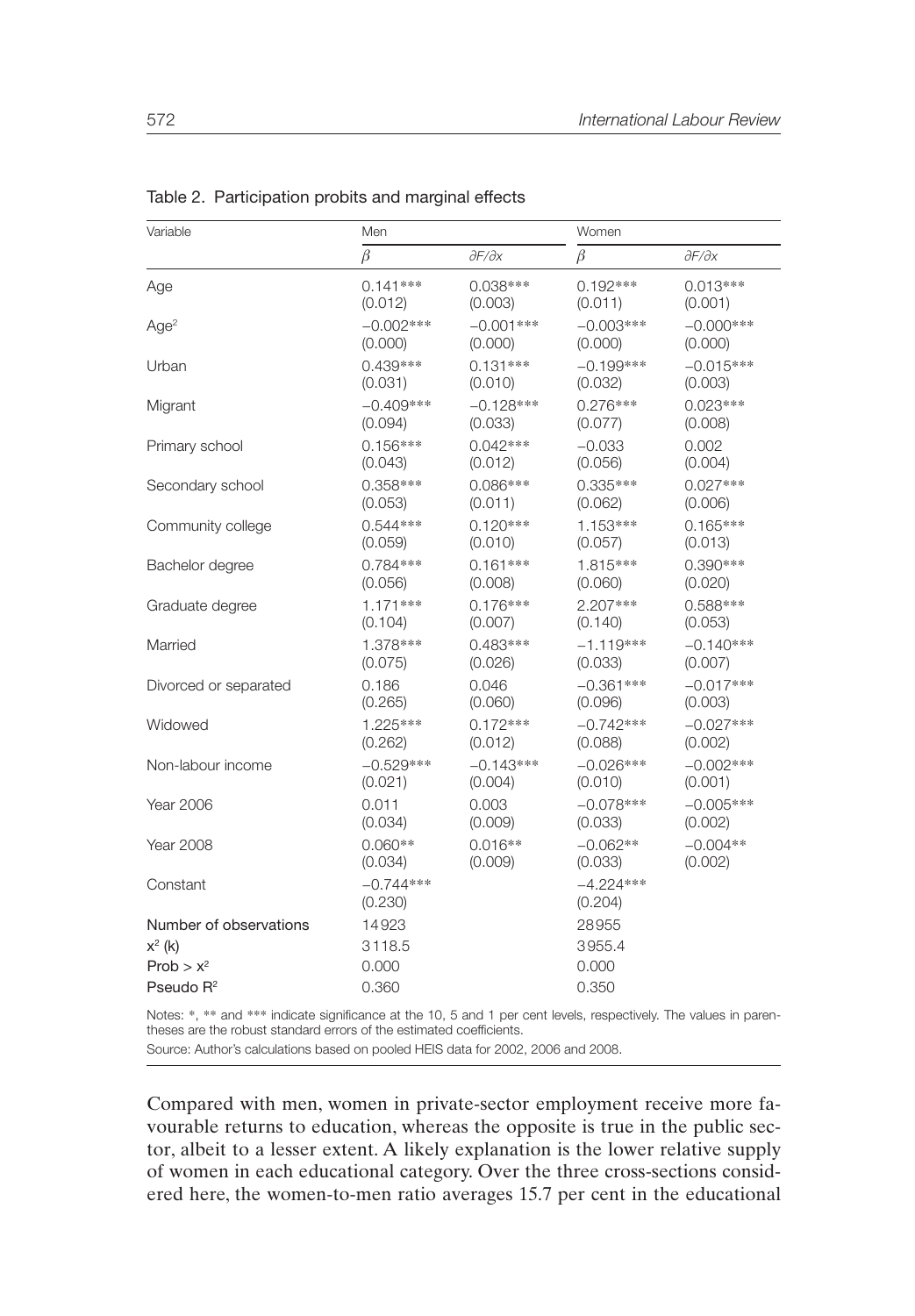Table 2. Participation probits and marginal effects

| Variable | Men | | Women | |
|---|---|---|---|---|
| | $\beta$ | $\partial F/\partial x$ | $\beta$ | $\partial F/\partial x$ |
| Age | 0.141*** | 0.038*** | 0.192*** | 0.013*** |
| | (0.012) | (0.003) | (0.011) | (0.001) |
| Age² | −0.002*** | −0.001*** | −0.003*** | −0.000*** |
| | (0.000) | (0.000) | (0.000) | (0.000) |
| Urban | 0.439*** | 0.131*** | −0.199*** | −0.015*** |
| | (0.031) | (0.010) | (0.032) | (0.003) |
| Migrant | −0.409*** | −0.128*** | 0.276*** | 0.023*** |
| | (0.094) | (0.033) | (0.077) | (0.008) |
| Primary school | 0.156*** | 0.042*** | −0.033 | 0.002 |
| | (0.043) | (0.012) | (0.056) | (0.004) |
| Secondary school | 0.358*** | 0.086*** | 0.335*** | 0.027*** |
| | (0.053) | (0.011) | (0.062) | (0.006) |
| Community college | 0.544*** | 0.120*** | 1.153*** | 0.165*** |
| | (0.059) | (0.010) | (0.057) | (0.013) |
| Bachelor degree | 0.784*** | 0.161*** | 1.815*** | 0.390*** |
| | (0.056) | (0.008) | (0.060) | (0.020) |
| Graduate degree | 1.171*** | 0.176*** | 2.207*** | 0.588*** |
| | (0.104) | (0.007) | (0.140) | (0.053) |
| Married | 1.378*** | 0.483*** | −1.119*** | −0.140*** |
| | (0.075) | (0.026) | (0.033) | (0.007) |
| Divorced or separated | 0.186 | 0.046 | −0.361*** | −0.017*** |
| | (0.265) | (0.060) | (0.096) | (0.003) |
| Widowed | 1.225*** | 0.172*** | −0.742*** | −0.027*** |
| | (0.262) | (0.012) | (0.088) | (0.002) |
| Non-labour income | −0.529*** | −0.143*** | −0.026*** | −0.002*** |
| | (0.021) | (0.004) | (0.010) | (0.001) |
| Year 2006 | 0.011 | 0.003 | −0.078*** | −0.005*** |
| | (0.034) | (0.009) | (0.033) | (0.002) |
| Year 2008 | 0.060** | 0.016** | −0.062** | −0.004** |
| | (0.034) | (0.009) | (0.033) | (0.002) |
| Constant | −0.744*** | | −4.224*** | |
| | (0.230) | | (0.204) | |
| Number of observations | 14923 | | 28955 | |
| $x^2$ (k) | 3118.5 | | 3955.4 | |
| Prob > $x^2$ | 0.000 | | 0.000 | |
| Pseudo $R^2$ | 0.360 | | 0.350 | |

Notes: *, ** and *** indicate significance at the 10, 5 and 1 per cent levels, respectively. The values in parentheses are the robust standard errors of the estimated coefficients.

Source: Author's calculations based on pooled HEIS data for 2002, 2006 and 2008.

Compared with men, women in private-sector employment receive more favourable returns to education, whereas the opposite is true in the public sector, albeit to a lesser extent. A likely explanation is the lower relative supply of women in each educational category. Over the three cross-sections considered here, the women-to-men ratio averages 15.7 per cent in the educational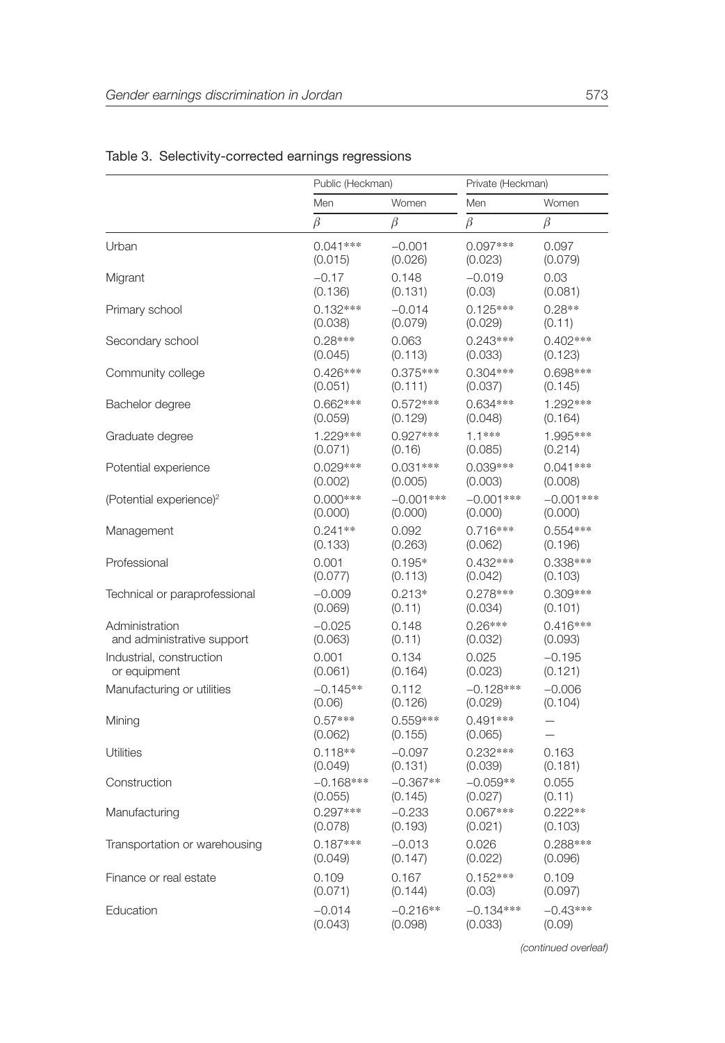Table 3. Selectivity-corrected earnings regressions

| | Public (Heckman) | | Private (Heckman) | |
|---|---|---|---|---|
| | Men | Women | Men | Women |
| | $\beta$ | $\beta$ | $\beta$ | $\beta$ |
| Urban | 0.041*** | −0.001 | 0.097*** | 0.097 |
| | (0.015) | (0.026) | (0.023) | (0.079) |
| Migrant | −0.17 | 0.148 | −0.019 | 0.03 |
| | (0.136) | (0.131) | (0.03) | (0.081) |
| Primary school | 0.132*** | −0.014 | 0.125*** | 0.28** |
| | (0.038) | (0.079) | (0.029) | (0.11) |
| Secondary school | 0.28*** | 0.063 | 0.243*** | 0.402*** |
| | (0.045) | (0.113) | (0.033) | (0.123) |
| Community college | 0.426*** | 0.375*** | 0.304*** | 0.698*** |
| | (0.051) | (0.111) | (0.037) | (0.145) |
| Bachelor degree | 0.662*** | 0.572*** | 0.634*** | 1.292*** |
| | (0.059) | (0.129) | (0.048) | (0.164) |
| Graduate degree | 1.229*** | 0.927*** | 1.1*** | 1.995*** |
| | (0.071) | (0.16) | (0.085) | (0.214) |
| Potential experience | 0.029*** | 0.031*** | 0.039*** | 0.041*** |
| | (0.002) | (0.005) | (0.003) | (0.008) |
| (Potential experience)$^2$ | 0.000*** | −0.001*** | −0.001*** | −0.001*** |
| | (0.000) | (0.000) | (0.000) | (0.000) |
| Management | 0.241** | 0.092 | 0.716*** | 0.554*** |
| | (0.133) | (0.263) | (0.062) | (0.196) |
| Professional | 0.001 | 0.195* | 0.432*** | 0.338*** |
| | (0.077) | (0.113) | (0.042) | (0.103) |
| Technical or paraprofessional | −0.009 | 0.213* | 0.278*** | 0.309*** |
| | (0.069) | (0.11) | (0.034) | (0.101) |
| Administration and administrative support | −0.025 | 0.148 | 0.26*** | 0.416*** |
| | (0.063) | (0.11) | (0.032) | (0.093) |
| Industrial, construction or equipment | 0.001 | 0.134 | 0.025 | −0.195 |
| | (0.061) | (0.164) | (0.023) | (0.121) |
| Manufacturing or utilities | −0.145** | 0.112 | −0.128*** | −0.006 |
| | (0.06) | (0.126) | (0.029) | (0.104) |
| Mining | 0.57*** | 0.559*** | 0.491*** | — |
| | (0.062) | (0.155) | (0.065) | — |
| Utilities | 0.118** | −0.097 | 0.232*** | 0.163 |
| | (0.049) | (0.131) | (0.039) | (0.181) |
| Construction | −0.168*** | −0.367** | −0.059** | 0.055 |
| | (0.055) | (0.145) | (0.027) | (0.11) |
| Manufacturing | 0.297*** | −0.233 | 0.067*** | 0.222** |
| | (0.078) | (0.193) | (0.021) | (0.103) |
| Transportation or warehousing | 0.187*** | −0.013 | 0.026 | 0.288*** |
| | (0.049) | (0.147) | (0.022) | (0.096) |
| Finance or real estate | 0.109 | 0.167 | 0.152*** | 0.109 |
| | (0.071) | (0.144) | (0.03) | (0.097) |
| Education | −0.014 | −0.216** | −0.134*** | −0.43*** |
| | (0.043) | (0.098) | (0.033) | (0.09) |

*(continued overleaf)*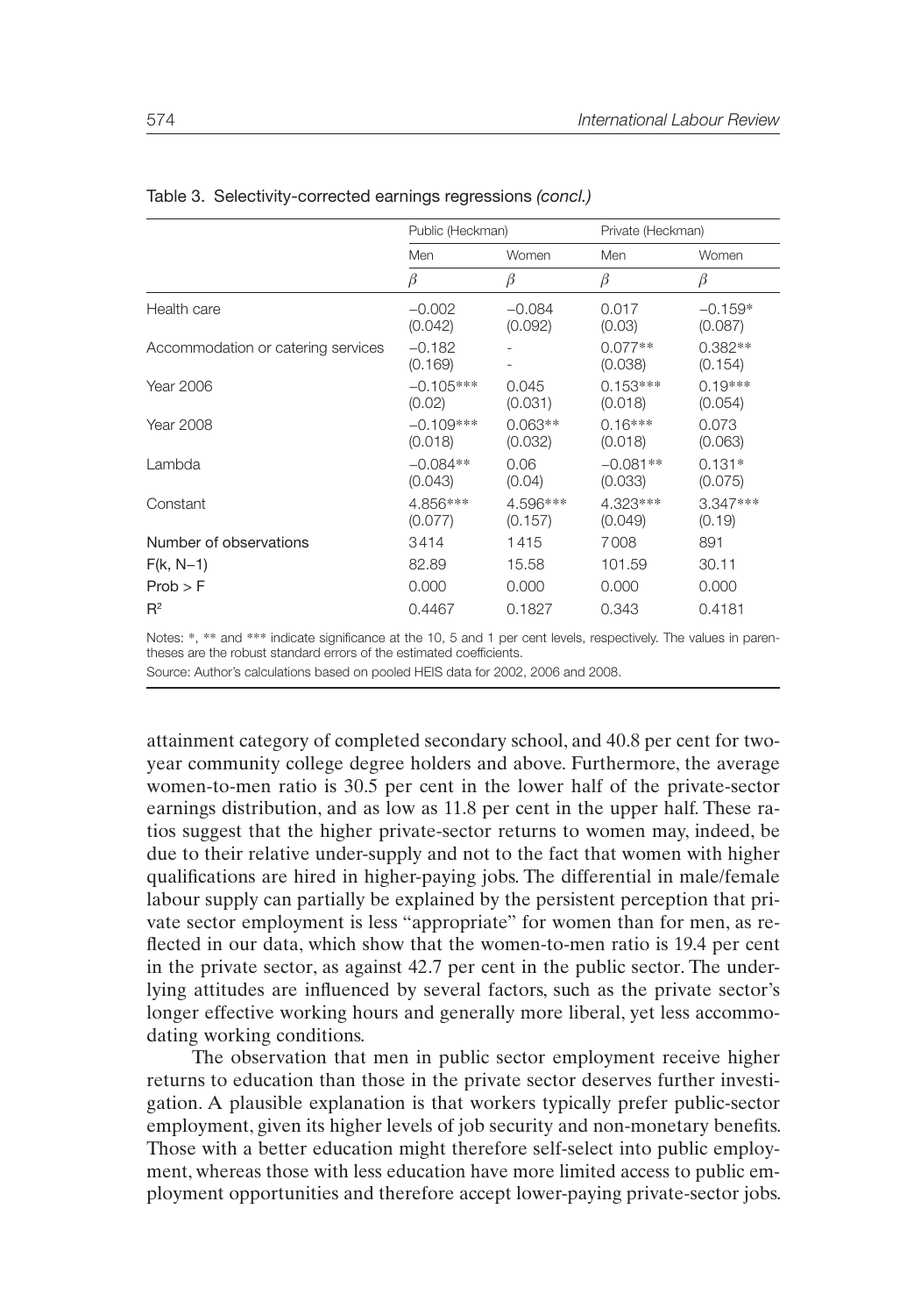Table 3. Selectivity-corrected earnings regressions *(concl.)*

| | Public (Heckman) | | Private (Heckman) | |
|---|---|---|---|---|
| | Men | Women | Men | Women |
| | $\beta$ | $\beta$ | $\beta$ | $\beta$ |
| Health care | −0.002 (0.042) | −0.084 (0.092) | 0.017 (0.03) | −0.159* (0.087) |
| Accommodation or catering services | −0.182 (0.169) | - | 0.077** (0.038) | 0.382** (0.154) |
| Year 2006 | −0.105*** (0.02) | 0.045 (0.031) | 0.153*** (0.018) | 0.19*** (0.054) |
| Year 2008 | −0.109*** (0.018) | 0.063** (0.032) | 0.16*** (0.018) | 0.073 (0.063) |
| Lambda | −0.084** (0.043) | 0.06 (0.04) | −0.081** (0.033) | 0.131* (0.075) |
| Constant | 4.856*** (0.077) | 4.596*** (0.157) | 4.323*** (0.049) | 3.347*** (0.19) |
| Number of observations | 3414 | 1415 | 7008 | 891 |
| F(k, N−1) | 82.89 | 15.58 | 101.59 | 30.11 |
| Prob > F | 0.000 | 0.000 | 0.000 | 0.000 |
| $R^2$ | 0.4467 | 0.1827 | 0.343 | 0.4181 |

Notes: *, ** and *** indicate significance at the 10, 5 and 1 per cent levels, respectively. The values in parentheses are the robust standard errors of the estimated coefficients.

Source: Author's calculations based on pooled HEIS data for 2002, 2006 and 2008.

attainment category of completed secondary school, and 40.8 per cent for two-year community college degree holders and above. Furthermore, the average women-to-men ratio is 30.5 per cent in the lower half of the private-sector earnings distribution, and as low as 11.8 per cent in the upper half. These ratios suggest that the higher private-sector returns to women may, indeed, be due to their relative under-supply and not to the fact that women with higher qualifications are hired in higher-paying jobs. The differential in male/female labour supply can partially be explained by the persistent perception that private sector employment is less "appropriate" for women than for men, as reflected in our data, which show that the women-to-men ratio is 19.4 per cent in the private sector, as against 42.7 per cent in the public sector. The underlying attitudes are influenced by several factors, such as the private sector's longer effective working hours and generally more liberal, yet less accommodating working conditions.

The observation that men in public sector employment receive higher returns to education than those in the private sector deserves further investigation. A plausible explanation is that workers typically prefer public-sector employment, given its higher levels of job security and non-monetary benefits. Those with a better education might therefore self-select into public employment, whereas those with less education have more limited access to public employment opportunities and therefore accept lower-paying private-sector jobs.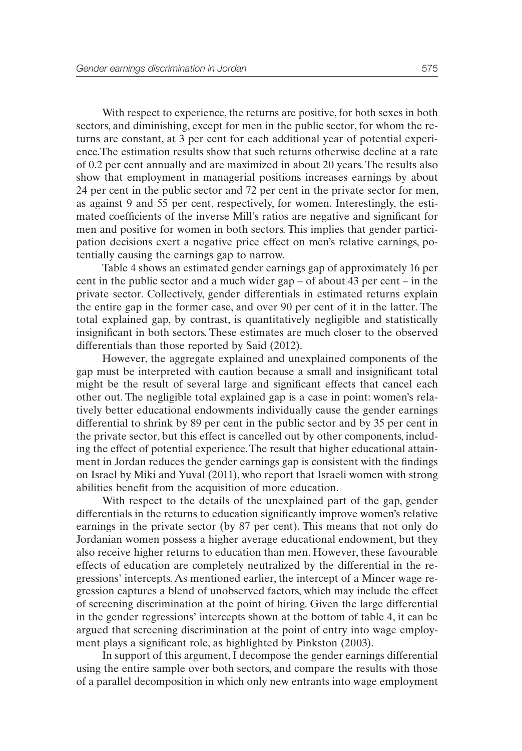With respect to experience, the returns are positive, for both sexes in both sectors, and diminishing, except for men in the public sector, for whom the returns are constant, at 3 per cent for each additional year of potential experience. The estimation results show that such returns otherwise decline at a rate of 0.2 per cent annually and are maximized in about 20 years. The results also show that employment in managerial positions increases earnings by about 24 per cent in the public sector and 72 per cent in the private sector for men, as against 9 and 55 per cent, respectively, for women. Interestingly, the estimated coefficients of the inverse Mill's ratios are negative and significant for men and positive for women in both sectors. This implies that gender participation decisions exert a negative price effect on men's relative earnings, potentially causing the earnings gap to narrow.

Table 4 shows an estimated gender earnings gap of approximately 16 per cent in the public sector and a much wider gap – of about 43 per cent – in the private sector. Collectively, gender differentials in estimated returns explain the entire gap in the former case, and over 90 per cent of it in the latter. The total explained gap, by contrast, is quantitatively negligible and statistically insignificant in both sectors. These estimates are much closer to the observed differentials than those reported by Said (2012).

However, the aggregate explained and unexplained components of the gap must be interpreted with caution because a small and insignificant total might be the result of several large and significant effects that cancel each other out. The negligible total explained gap is a case in point: women's relatively better educational endowments individually cause the gender earnings differential to shrink by 89 per cent in the public sector and by 35 per cent in the private sector, but this effect is cancelled out by other components, including the effect of potential experience. The result that higher educational attainment in Jordan reduces the gender earnings gap is consistent with the findings on Israel by Miki and Yuval (2011), who report that Israeli women with strong abilities benefit from the acquisition of more education.

With respect to the details of the unexplained part of the gap, gender differentials in the returns to education significantly improve women's relative earnings in the private sector (by 87 per cent). This means that not only do Jordanian women possess a higher average educational endowment, but they also receive higher returns to education than men. However, these favourable effects of education are completely neutralized by the differential in the regressions' intercepts. As mentioned earlier, the intercept of a Mincer wage regression captures a blend of unobserved factors, which may include the effect of screening discrimination at the point of hiring. Given the large differential in the gender regressions' intercepts shown at the bottom of table 4, it can be argued that screening discrimination at the point of entry into wage employment plays a significant role, as highlighted by Pinkston (2003).

In support of this argument, I decompose the gender earnings differential using the entire sample over both sectors, and compare the results with those of a parallel decomposition in which only new entrants into wage employment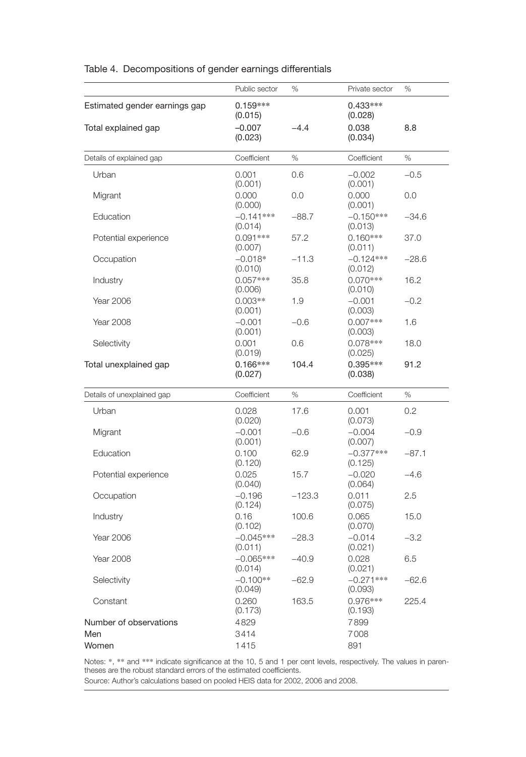Table 4. Decompositions of gender earnings differentials

| | Public sector | % | Private sector | % |
|---|---|---|---|---|
| Estimated gender earnings gap | 0.159***<br>(0.015) | | 0.433***<br>(0.028) | |
| Total explained gap | −0.007<br>(0.023) | −4.4 | 0.038<br>(0.034) | 8.8 |
| **Details of explained gap** | **Coefficient** | **%** | **Coefficient** | **%** |
| Urban | 0.001<br>(0.001) | 0.6 | −0.002<br>(0.001) | −0.5 |
| Migrant | 0.000<br>(0.000) | 0.0 | 0.000<br>(0.001) | 0.0 |
| Education | −0.141***<br>(0.014) | −88.7 | −0.150***<br>(0.013) | −34.6 |
| Potential experience | 0.091***<br>(0.007) | 57.2 | 0.160***<br>(0.011) | 37.0 |
| Occupation | −0.018*<br>(0.010) | −11.3 | −0.124***<br>(0.012) | −28.6 |
| Industry | 0.057***<br>(0.006) | 35.8 | 0.070***<br>(0.010) | 16.2 |
| Year 2006 | 0.003**<br>(0.001) | 1.9 | −0.001<br>(0.003) | −0.2 |
| Year 2008 | −0.001<br>(0.001) | −0.6 | 0.007***<br>(0.003) | 1.6 |
| Selectivity | 0.001<br>(0.019) | 0.6 | 0.078***<br>(0.025) | 18.0 |
| Total unexplained gap | 0.166***<br>(0.027) | 104.4 | 0.395***<br>(0.038) | 91.2 |
| **Details of unexplained gap** | **Coefficient** | **%** | **Coefficient** | **%** |
| Urban | 0.028<br>(0.020) | 17.6 | 0.001<br>(0.073) | 0.2 |
| Migrant | −0.001<br>(0.001) | −0.6 | −0.004<br>(0.007) | −0.9 |
| Education | 0.100<br>(0.120) | 62.9 | −0.377***<br>(0.125) | −87.1 |
| Potential experience | 0.025<br>(0.040) | 15.7 | −0.020<br>(0.064) | −4.6 |
| Occupation | −0.196<br>(0.124) | −123.3 | 0.011<br>(0.075) | 2.5 |
| Industry | 0.16<br>(0.102) | 100.6 | 0.065<br>(0.070) | 15.0 |
| Year 2006 | −0.045***<br>(0.011) | −28.3 | −0.014<br>(0.021) | −3.2 |
| Year 2008 | −0.065***<br>(0.014) | −40.9 | 0.028<br>(0.021) | 6.5 |
| Selectivity | −0.100**<br>(0.049) | −62.9 | −0.271***<br>(0.093) | −62.6 |
| Constant | 0.260<br>(0.173) | 163.5 | 0.976***<br>(0.193) | 225.4 |
| Number of observations | 4829 | | 7899 | |
| Men | 3414 | | 7008 | |
| Women | 1415 | | 891 | |

Notes: *, ** and *** indicate significance at the 10, 5 and 1 per cent levels, respectively. The values in parentheses are the robust standard errors of the estimated coefficients.

Source: Author's calculations based on pooled HEIS data for 2002, 2006 and 2008.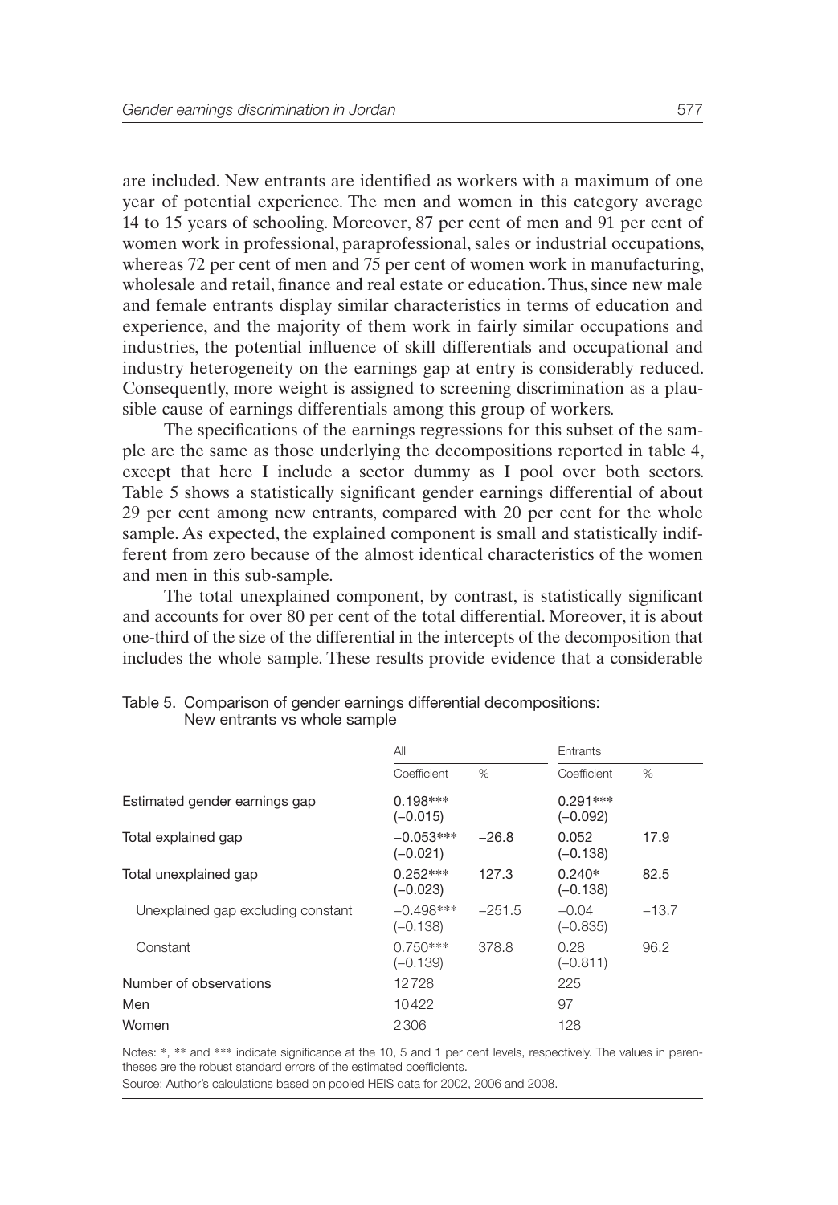are included. New entrants are identified as workers with a maximum of one year of potential experience. The men and women in this category average 14 to 15 years of schooling. Moreover, 87 per cent of men and 91 per cent of women work in professional, paraprofessional, sales or industrial occupations, whereas 72 per cent of men and 75 per cent of women work in manufacturing, wholesale and retail, finance and real estate or education. Thus, since new male and female entrants display similar characteristics in terms of education and experience, and the majority of them work in fairly similar occupations and industries, the potential influence of skill differentials and occupational and industry heterogeneity on the earnings gap at entry is considerably reduced. Consequently, more weight is assigned to screening discrimination as a plausible cause of earnings differentials among this group of workers.

The specifications of the earnings regressions for this subset of the sample are the same as those underlying the decompositions reported in table 4, except that here I include a sector dummy as I pool over both sectors. Table 5 shows a statistically significant gender earnings differential of about 29 per cent among new entrants, compared with 20 per cent for the whole sample. As expected, the explained component is small and statistically indifferent from zero because of the almost identical characteristics of the women and men in this sub-sample.

The total unexplained component, by contrast, is statistically significant and accounts for over 80 per cent of the total differential. Moreover, it is about one-third of the size of the differential in the intercepts of the decomposition that includes the whole sample. These results provide evidence that a considerable

Table 5. Comparison of gender earnings differential decompositions: New entrants vs whole sample

| | All | | Entrants | |
|---|---|---|---|---|
| | Coefficient | % | Coefficient | % |
| Estimated gender earnings gap | 0.198*** (–0.015) | | 0.291*** (–0.092) | |
| Total explained gap | –0.053*** (–0.021) | –26.8 | 0.052 (–0.138) | 17.9 |
| Total unexplained gap | 0.252*** (–0.023) | 127.3 | 0.240* (–0.138) | 82.5 |
| Unexplained gap excluding constant | –0.498*** (–0.138) | –251.5 | –0.04 (–0.835) | –13.7 |
| Constant | 0.750*** (–0.139) | 378.8 | 0.28 (–0.811) | 96.2 |
| Number of observations | 12728 | | 225 | |
| Men | 10422 | | 97 | |
| Women | 2306 | | 128 | |

Notes: *, ** and *** indicate significance at the 10, 5 and 1 per cent levels, respectively. The values in parentheses are the robust standard errors of the estimated coefficients.
Source: Author's calculations based on pooled HEIS data for 2002, 2006 and 2008.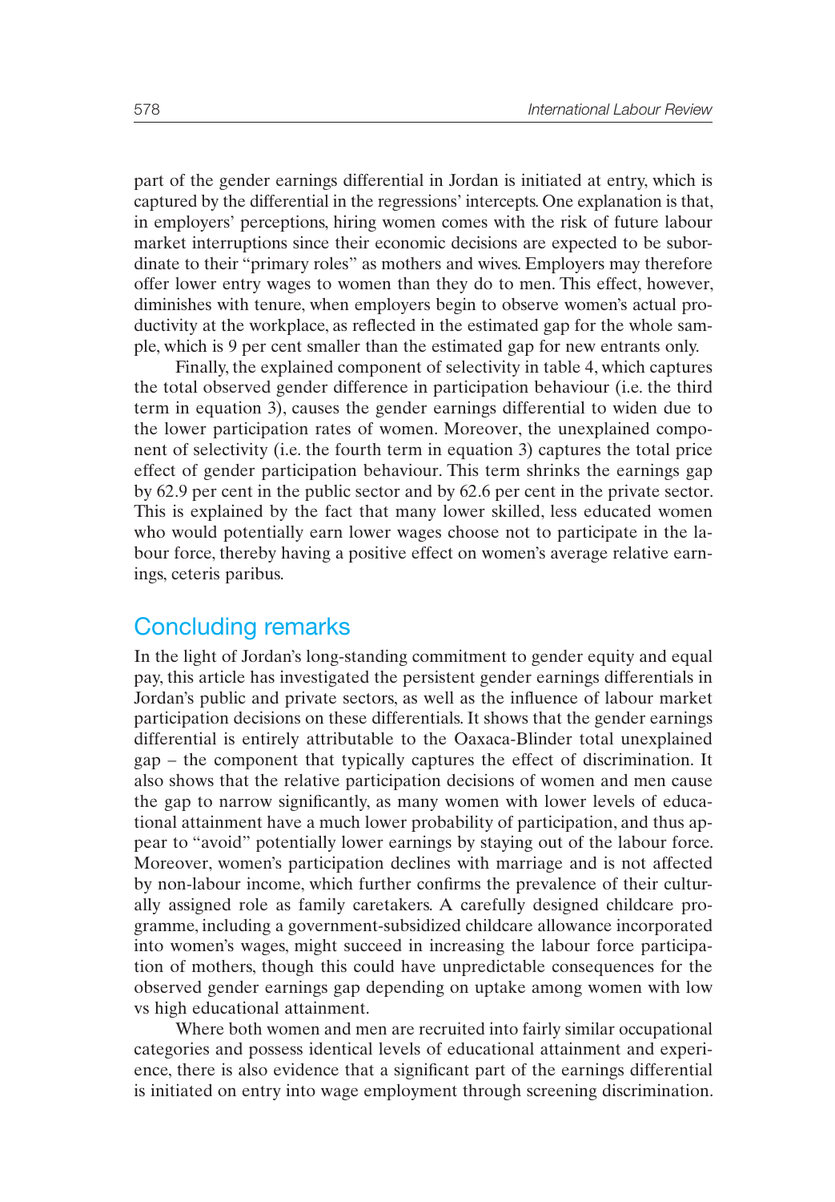part of the gender earnings differential in Jordan is initiated at entry, which is captured by the differential in the regressions' intercepts. One explanation is that, in employers' perceptions, hiring women comes with the risk of future labour market interruptions since their economic decisions are expected to be subordinate to their "primary roles" as mothers and wives. Employers may therefore offer lower entry wages to women than they do to men. This effect, however, diminishes with tenure, when employers begin to observe women's actual productivity at the workplace, as reflected in the estimated gap for the whole sample, which is 9 per cent smaller than the estimated gap for new entrants only.

Finally, the explained component of selectivity in table 4, which captures the total observed gender difference in participation behaviour (i.e. the third term in equation 3), causes the gender earnings differential to widen due to the lower participation rates of women. Moreover, the unexplained component of selectivity (i.e. the fourth term in equation 3) captures the total price effect of gender participation behaviour. This term shrinks the earnings gap by 62.9 per cent in the public sector and by 62.6 per cent in the private sector. This is explained by the fact that many lower skilled, less educated women who would potentially earn lower wages choose not to participate in the labour force, thereby having a positive effect on women's average relative earnings, ceteris paribus.

## Concluding remarks

In the light of Jordan's long-standing commitment to gender equity and equal pay, this article has investigated the persistent gender earnings differentials in Jordan's public and private sectors, as well as the influence of labour market participation decisions on these differentials. It shows that the gender earnings differential is entirely attributable to the Oaxaca-Blinder total unexplained gap – the component that typically captures the effect of discrimination. It also shows that the relative participation decisions of women and men cause the gap to narrow significantly, as many women with lower levels of educational attainment have a much lower probability of participation, and thus appear to "avoid" potentially lower earnings by staying out of the labour force. Moreover, women's participation declines with marriage and is not affected by non-labour income, which further confirms the prevalence of their culturally assigned role as family caretakers. A carefully designed childcare programme, including a government-subsidized childcare allowance incorporated into women's wages, might succeed in increasing the labour force participation of mothers, though this could have unpredictable consequences for the observed gender earnings gap depending on uptake among women with low vs high educational attainment.

Where both women and men are recruited into fairly similar occupational categories and possess identical levels of educational attainment and experience, there is also evidence that a significant part of the earnings differential is initiated on entry into wage employment through screening discrimination.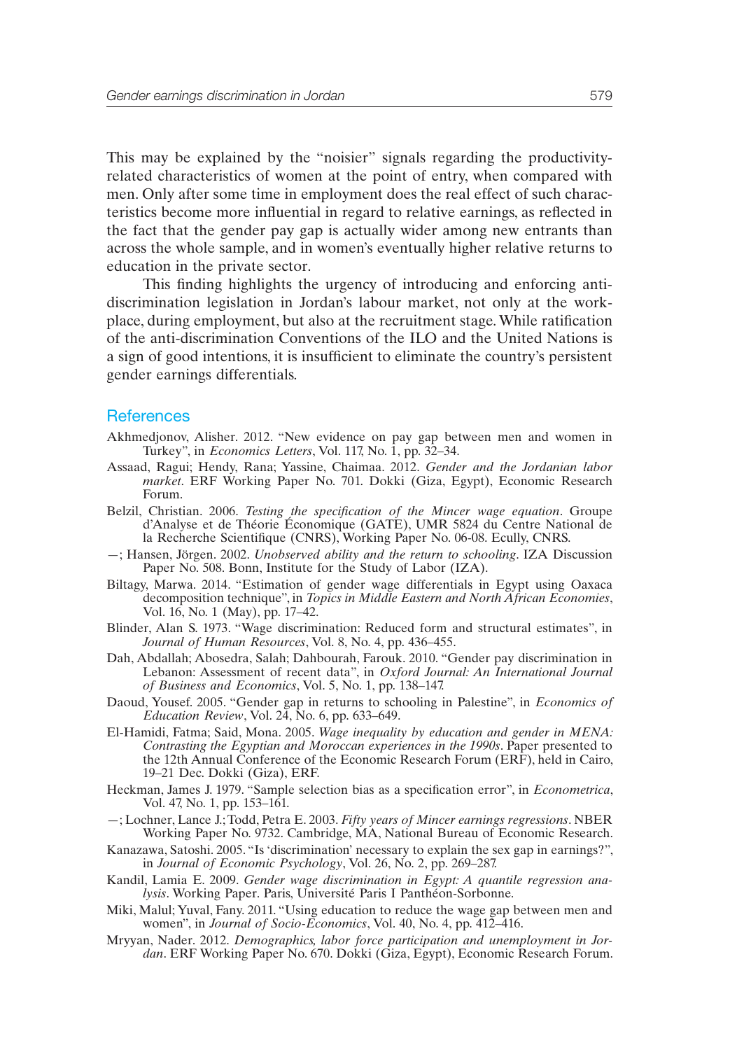This may be explained by the "noisier" signals regarding the productivity-related characteristics of women at the point of entry, when compared with men. Only after some time in employment does the real effect of such characteristics become more influential in regard to relative earnings, as reflected in the fact that the gender pay gap is actually wider among new entrants than across the whole sample, and in women's eventually higher relative returns to education in the private sector.

This finding highlights the urgency of introducing and enforcing anti-discrimination legislation in Jordan's labour market, not only at the workplace, during employment, but also at the recruitment stage. While ratification of the anti-discrimination Conventions of the ILO and the United Nations is a sign of good intentions, it is insufficient to eliminate the country's persistent gender earnings differentials.

## References

Akhmedjonov, Alisher. 2012. "New evidence on pay gap between men and women in Turkey", in *Economics Letters*, Vol. 117, No. 1, pp. 32–34.

Assaad, Ragui; Hendy, Rana; Yassine, Chaimaa. 2012. *Gender and the Jordanian labor market*. ERF Working Paper No. 701. Dokki (Giza, Egypt), Economic Research Forum.

Belzil, Christian. 2006. *Testing the specification of the Mincer wage equation*. Groupe d'Analyse et de Théorie Économique (GATE), UMR 5824 du Centre National de la Recherche Scientifique (CNRS), Working Paper No. 06-08. Ecully, CNRS.

—; Hansen, Jörgen. 2002. *Unobserved ability and the return to schooling*. IZA Discussion Paper No. 508. Bonn, Institute for the Study of Labor (IZA).

Biltagy, Marwa. 2014. "Estimation of gender wage differentials in Egypt using Oaxaca decomposition technique", in *Topics in Middle Eastern and North African Economies*, Vol. 16, No. 1 (May), pp. 17–42.

Blinder, Alan S. 1973. "Wage discrimination: Reduced form and structural estimates", in *Journal of Human Resources*, Vol. 8, No. 4, pp. 436–455.

Dah, Abdallah; Abosedra, Salah; Dahbourah, Farouk. 2010. "Gender pay discrimination in Lebanon: Assessment of recent data", in *Oxford Journal: An International Journal of Business and Economics*, Vol. 5, No. 1, pp. 138–147.

Daoud, Yousef. 2005. "Gender gap in returns to schooling in Palestine", in *Economics of Education Review*, Vol. 24, No. 6, pp. 633–649.

El-Hamidi, Fatma; Said, Mona. 2005. *Wage inequality by education and gender in MENA: Contrasting the Egyptian and Moroccan experiences in the 1990s*. Paper presented to the 12th Annual Conference of the Economic Research Forum (ERF), held in Cairo, 19–21 Dec. Dokki (Giza), ERF.

Heckman, James J. 1979. "Sample selection bias as a specification error", in *Econometrica*, Vol. 47, No. 1, pp. 153–161.

—; Lochner, Lance J.; Todd, Petra E. 2003. *Fifty years of Mincer earnings regressions*. NBER Working Paper No. 9732. Cambridge, MA, National Bureau of Economic Research.

Kanazawa, Satoshi. 2005. "Is 'discrimination' necessary to explain the sex gap in earnings?", in *Journal of Economic Psychology*, Vol. 26, No. 2, pp. 269–287.

Kandil, Lamia E. 2009. *Gender wage discrimination in Egypt: A quantile regression analysis*. Working Paper. Paris, Université Paris I Panthéon-Sorbonne.

Miki, Malul; Yuval, Fany. 2011. "Using education to reduce the wage gap between men and women", in *Journal of Socio-Economics*, Vol. 40, No. 4, pp. 412–416.

Mryyan, Nader. 2012. *Demographics, labor force participation and unemployment in Jordan*. ERF Working Paper No. 670. Dokki (Giza, Egypt), Economic Research Forum.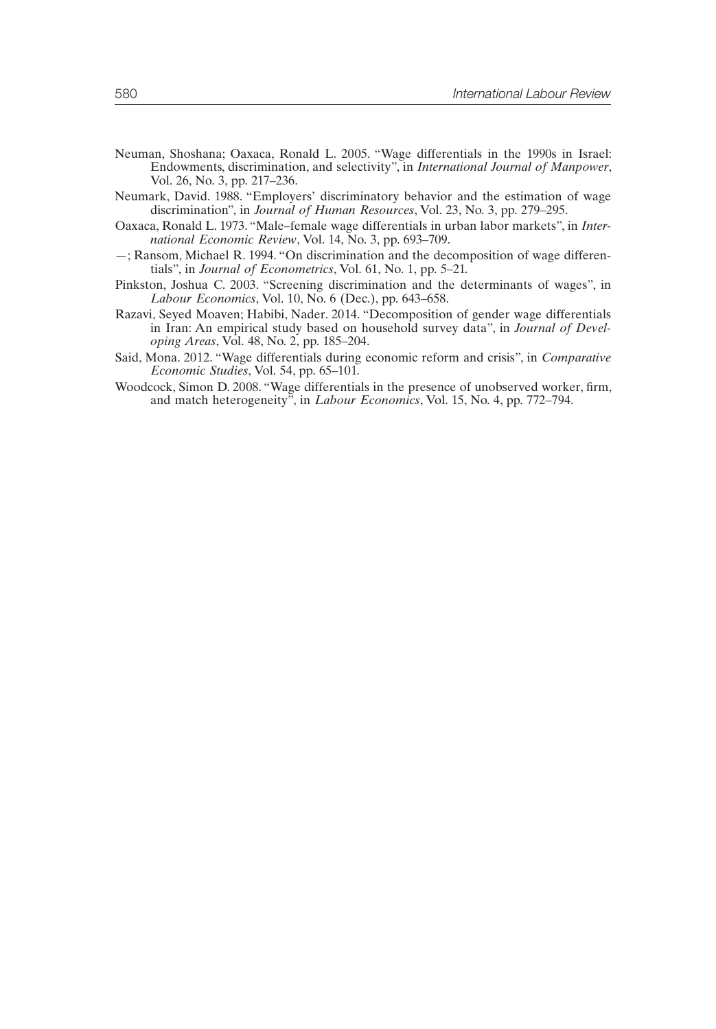Neuman, Shoshana; Oaxaca, Ronald L. 2005. "Wage differentials in the 1990s in Israel: Endowments, discrimination, and selectivity", in *International Journal of Manpower*, Vol. 26, No. 3, pp. 217–236.

Neumark, David. 1988. "Employers' discriminatory behavior and the estimation of wage discrimination", in *Journal of Human Resources*, Vol. 23, No. 3, pp. 279–295.

Oaxaca, Ronald L. 1973. "Male–female wage differentials in urban labor markets", in *International Economic Review*, Vol. 14, No. 3, pp. 693–709.

—; Ransom, Michael R. 1994. "On discrimination and the decomposition of wage differentials", in *Journal of Econometrics*, Vol. 61, No. 1, pp. 5–21.

Pinkston, Joshua C. 2003. "Screening discrimination and the determinants of wages", in *Labour Economics*, Vol. 10, No. 6 (Dec.), pp. 643–658.

Razavi, Seyed Moaven; Habibi, Nader. 2014. "Decomposition of gender wage differentials in Iran: An empirical study based on household survey data", in *Journal of Developing Areas*, Vol. 48, No. 2, pp. 185–204.

Said, Mona. 2012. "Wage differentials during economic reform and crisis", in *Comparative Economic Studies*, Vol. 54, pp. 65–101.

Woodcock, Simon D. 2008. "Wage differentials in the presence of unobserved worker, firm, and match heterogeneity", in *Labour Economics*, Vol. 15, No. 4, pp. 772–794.